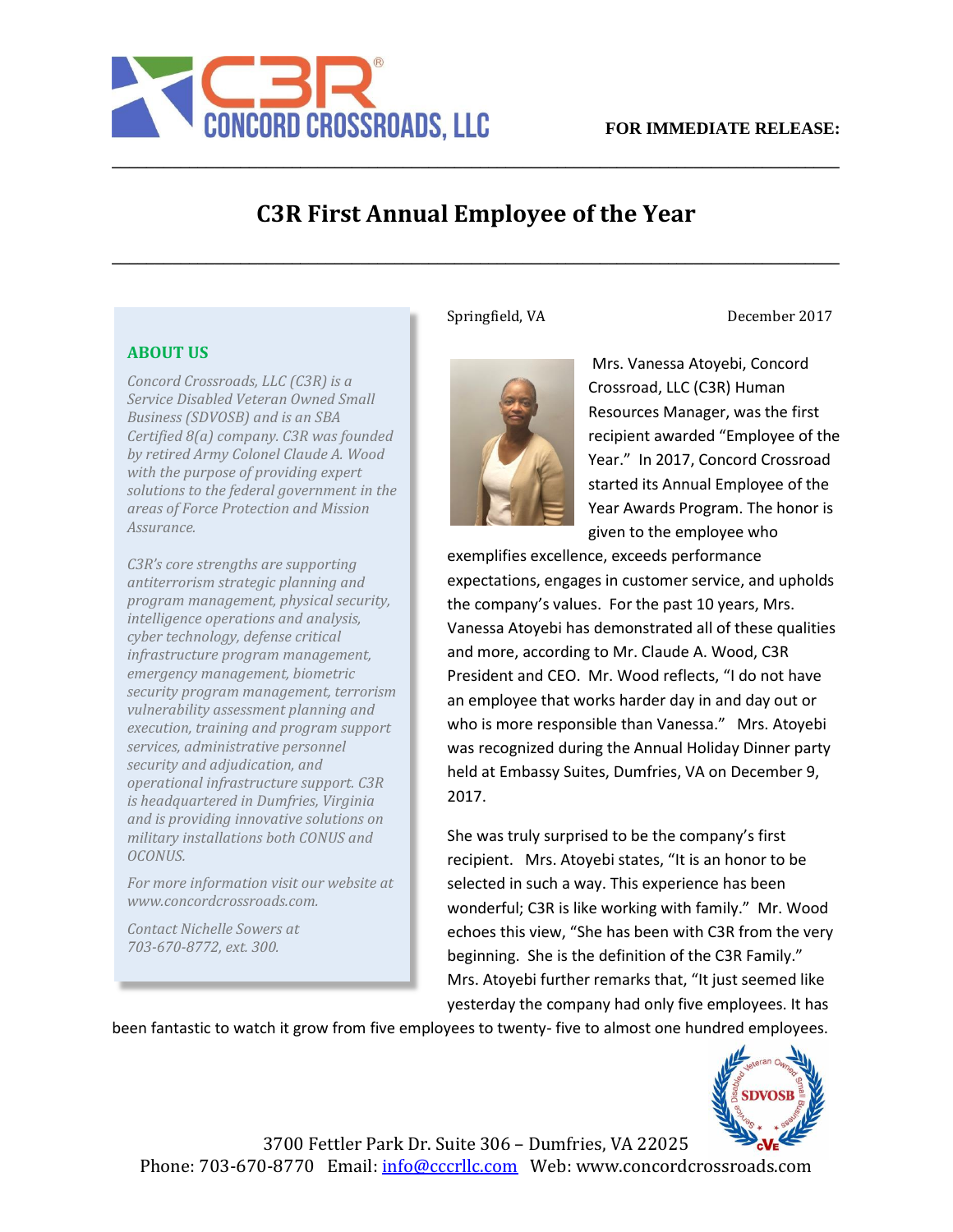CONCORD CROSSROADS, LLC

**FOR IMMEDIATE RELEASE:**

# C3R First Annual Employee of the Year

Springfield, VA December 2017

Mrs. Vanessa Atoyebi, Concord Crossroad, LLC (C3R) Human Resources Manager, was the first recipient awarded "Employee of the Year." In 2017, Concord Crossroad started its Annual Employee of the Year Awards Program. The honor is given to the employee who exemplifies excellence, exceeds performance expectations, engages in customer service, and upholds the company's values. For the past 10 years, Mrs. Vanessa Atoyebi has demonstrated all of these qualities and more, according to Mr. Claude A. Wood, C3R President and CEO. Mr. Wood reflects, "I do not have an employee that works harder day in and day out or who is more responsible than Vanessa." Mrs. Atoyebi was recognized during the Annual Holiday Dinner party held at Embassy Suites, Dumfries, VA on December 9, 2017.

She was truly surprised to be the company's first recipient. Mrs. Atoyebi states, "It is an honor to be selected in such a way. This experience has been wonderful; C3R is like working with family." Mr. Wood echoes this view, "She has been with C3R from the very beginning. She is the definition of the C3R Family." Mrs. Atoyebi further remarks that, "It just seemed like yesterday the company had only five employees. It has been fantastic to watch it grow from five employees to twenty- five to almost one hundred employees.

## ABOUT US

*Concord Crossroads, LLC (C3R) is a Service Disabled Veteran Owned Small Business (SDVOSB) and is an SBA Certified 8(a) company. C3R was founded by retired Army Colonel Claude A. Wood with the purpose of providing expert solutions to the federal government in the areas of Force Protection and Mission Assurance.*

*C3R's core strengths are supporting antiterrorism strategic planning and program management, physical security, intelligence operations and analysis, cyber technology, defense critical infrastructure program management, emergency management, biometric security program management, terrorism vulnerability assessment planning and execution, training and program support services, administrative personnel security and adjudication, and operational infrastructure support. C3R is headquartered in Dumfries, Virginia and is providing innovative solutions on military installations both CONUS and OCONUS.*

*For more information visit our website at www.concordcrossroads.com.*

*Contact Nichelle Sowers at 703-670-8772, ext. 300.*

3700 Fettler Park Dr. Suite 306 – Dumfries, VA 22025
Phone: 703-670-8770 Email: info@cccrllc.com Web: www.concordcrossroads.com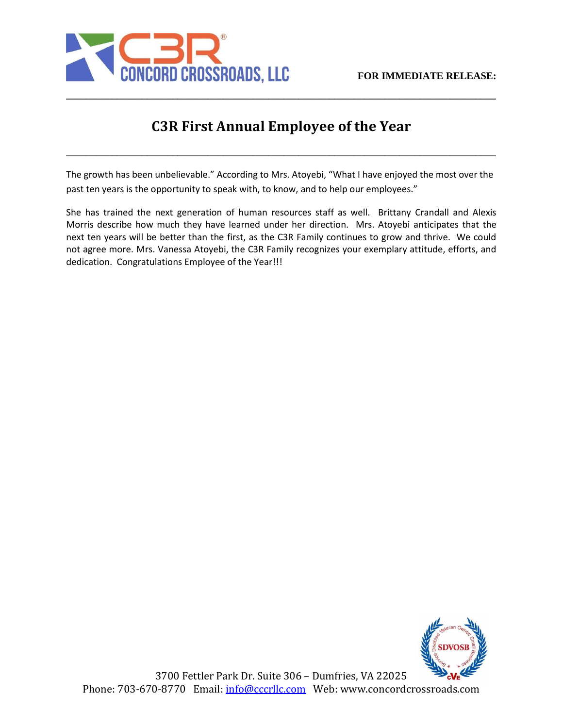FOR IMMEDIATE RELEASE:

# C3R First Annual Employee of the Year

The growth has been unbelievable." According to Mrs. Atoyebi, "What I have enjoyed the most over the past ten years is the opportunity to speak with, to know, and to help our employees."

She has trained the next generation of human resources staff as well. Brittany Crandall and Alexis Morris describe how much they have learned under her direction. Mrs. Atoyebi anticipates that the next ten years will be better than the first, as the C3R Family continues to grow and thrive. We could not agree more. Mrs. Vanessa Atoyebi, the C3R Family recognizes your exemplary attitude, efforts, and dedication. Congratulations Employee of the Year!!!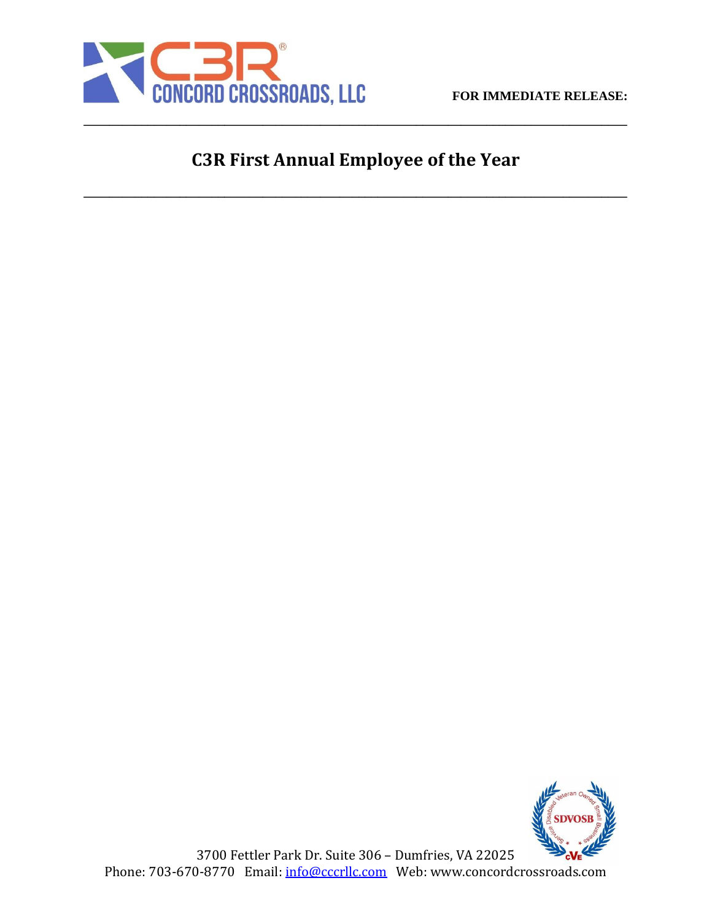FOR IMMEDIATE RELEASE:

# C3R First Annual Employee of the Year

3700 Fettler Park Dr. Suite 306 – Dumfries, VA 22025

Phone: 703-670-8770 Email: info@cccrllc.com Web: www.concordcrossroads.com